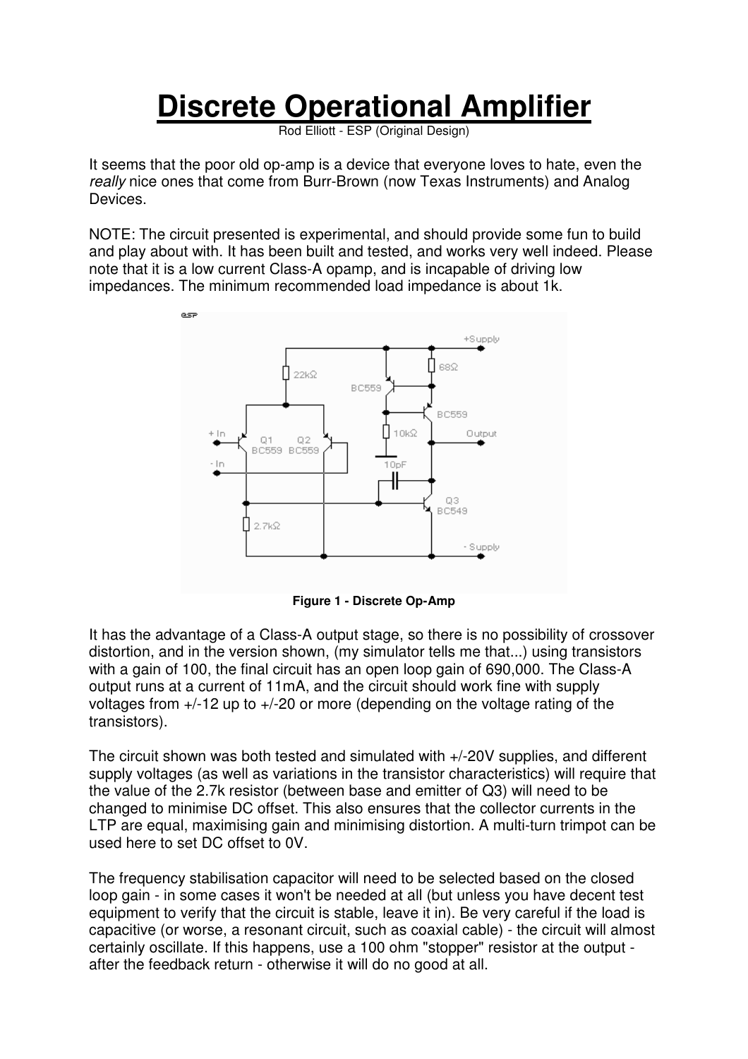# Discrete Operational Amplifier

Rod Elliott - ESP (Original Design)

It seems that the poor old op-amp is a device that everyone loves to hate, even the *really* nice ones that come from Burr-Brown (now Texas Instruments) and Analog Devices.

NOTE: The circuit presented is experimental, and should provide some fun to build and play about with. It has been built and tested, and works very well indeed. Please note that it is a low current Class-A opamp, and is incapable of driving low impedances. The minimum recommended load impedance is about 1k.

**Figure 1 - Discrete Op-Amp**

It has the advantage of a Class-A output stage, so there is no possibility of crossover distortion, and in the version shown, (my simulator tells me that...) using transistors with a gain of 100, the final circuit has an open loop gain of 690,000. The Class-A output runs at a current of 11mA, and the circuit should work fine with supply voltages from +/-12 up to +/-20 or more (depending on the voltage rating of the transistors).

The circuit shown was both tested and simulated with +/-20V supplies, and different supply voltages (as well as variations in the transistor characteristics) will require that the value of the 2.7k resistor (between base and emitter of Q3) will need to be changed to minimise DC offset. This also ensures that the collector currents in the LTP are equal, maximising gain and minimising distortion. A multi-turn trimpot can be used here to set DC offset to 0V.

The frequency stabilisation capacitor will need to be selected based on the closed loop gain - in some cases it won't be needed at all (but unless you have decent test equipment to verify that the circuit is stable, leave it in). Be very careful if the load is capacitive (or worse, a resonant circuit, such as coaxial cable) - the circuit will almost certainly oscillate. If this happens, use a 100 ohm "stopper" resistor at the output - after the feedback return - otherwise it will do no good at all.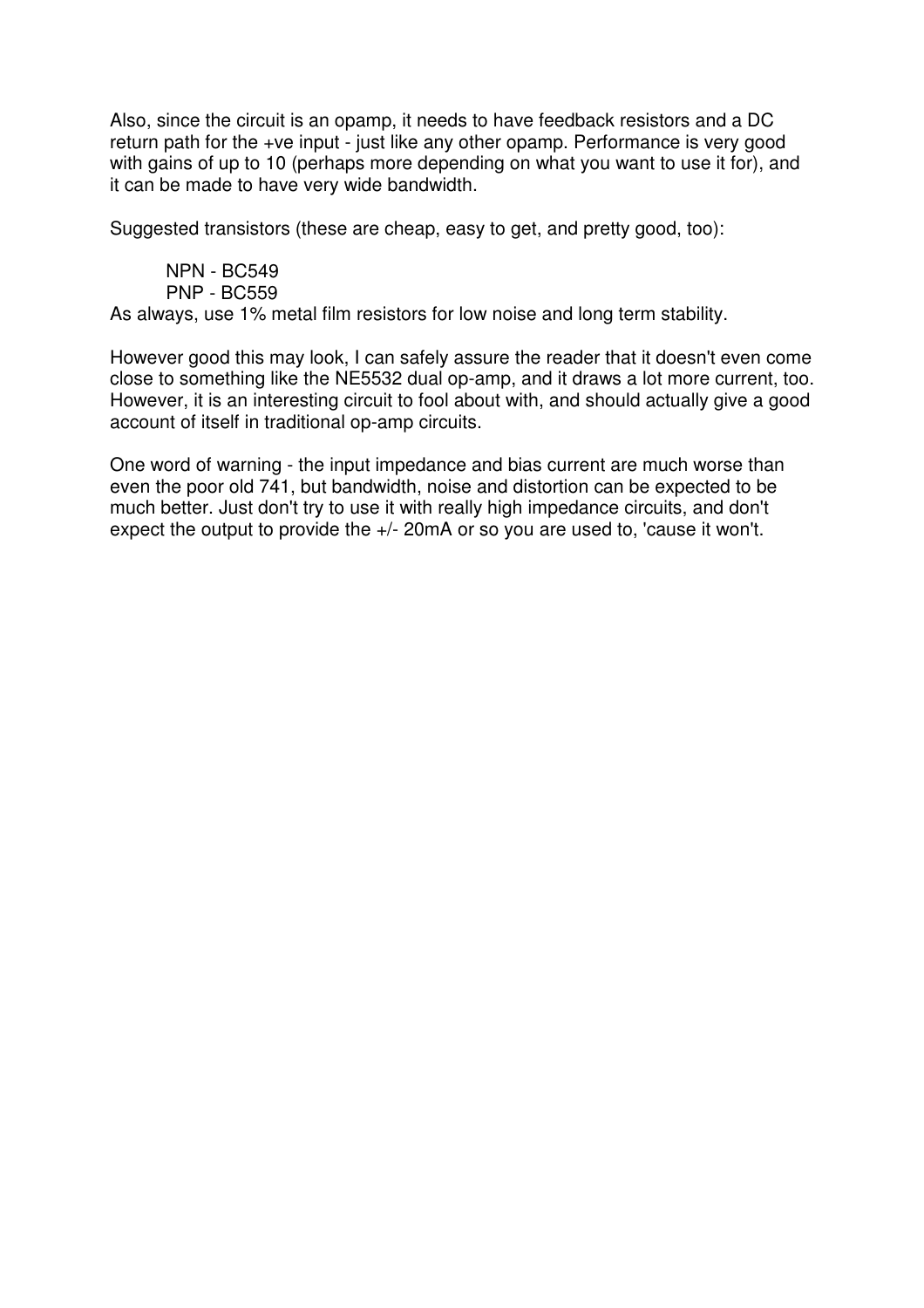Also, since the circuit is an opamp, it needs to have feedback resistors and a DC return path for the +ve input - just like any other opamp. Performance is very good with gains of up to 10 (perhaps more depending on what you want to use it for), and it can be made to have very wide bandwidth.

Suggested transistors (these are cheap, easy to get, and pretty good, too):

NPN - BC549
PNP - BC559

As always, use 1% metal film resistors for low noise and long term stability.

However good this may look, I can safely assure the reader that it doesn't even come close to something like the NE5532 dual op-amp, and it draws a lot more current, too. However, it is an interesting circuit to fool about with, and should actually give a good account of itself in traditional op-amp circuits.

One word of warning - the input impedance and bias current are much worse than even the poor old 741, but bandwidth, noise and distortion can be expected to be much better. Just don't try to use it with really high impedance circuits, and don't expect the output to provide the +/- 20mA or so you are used to, 'cause it won't.